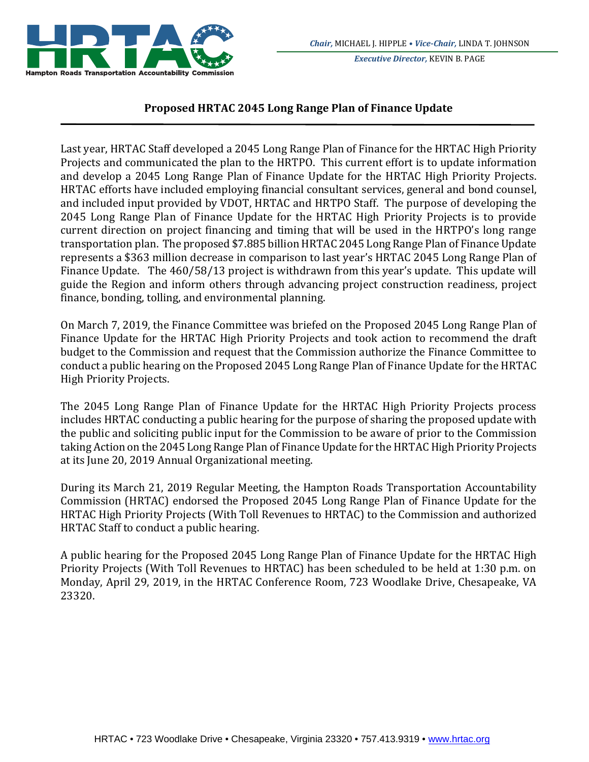## Proposed HRTAC 2045 Long Range Plan of Finance Update

Last year, HRTAC Staff developed a 2045 Long Range Plan of Finance for the HRTAC High Priority Projects and communicated the plan to the HRTPO. This current effort is to update information and develop a 2045 Long Range Plan of Finance Update for the HRTAC High Priority Projects. HRTAC efforts have included employing financial consultant services, general and bond counsel, and included input provided by VDOT, HRTAC and HRTPO Staff. The purpose of developing the 2045 Long Range Plan of Finance Update for the HRTAC High Priority Projects is to provide current direction on project financing and timing that will be used in the HRTPO's long range transportation plan. The proposed $7.885 billion HRTAC 2045 Long Range Plan of Finance Update represents a $363 million decrease in comparison to last year's HRTAC 2045 Long Range Plan of Finance Update. The 460/58/13 project is withdrawn from this year's update. This update will guide the Region and inform others through advancing project construction readiness, project finance, bonding, tolling, and environmental planning.

On March 7, 2019, the Finance Committee was briefed on the Proposed 2045 Long Range Plan of Finance Update for the HRTAC High Priority Projects and took action to recommend the draft budget to the Commission and request that the Commission authorize the Finance Committee to conduct a public hearing on the Proposed 2045 Long Range Plan of Finance Update for the HRTAC High Priority Projects.

The 2045 Long Range Plan of Finance Update for the HRTAC High Priority Projects process includes HRTAC conducting a public hearing for the purpose of sharing the proposed update with the public and soliciting public input for the Commission to be aware of prior to the Commission taking Action on the 2045 Long Range Plan of Finance Update for the HRTAC High Priority Projects at its June 20, 2019 Annual Organizational meeting.

During its March 21, 2019 Regular Meeting, the Hampton Roads Transportation Accountability Commission (HRTAC) endorsed the Proposed 2045 Long Range Plan of Finance Update for the HRTAC High Priority Projects (With Toll Revenues to HRTAC) to the Commission and authorized HRTAC Staff to conduct a public hearing.

A public hearing for the Proposed 2045 Long Range Plan of Finance Update for the HRTAC High Priority Projects (With Toll Revenues to HRTAC) has been scheduled to be held at 1:30 p.m. on Monday, April 29, 2019, in the HRTAC Conference Room, 723 Woodlake Drive, Chesapeake, VA 23320.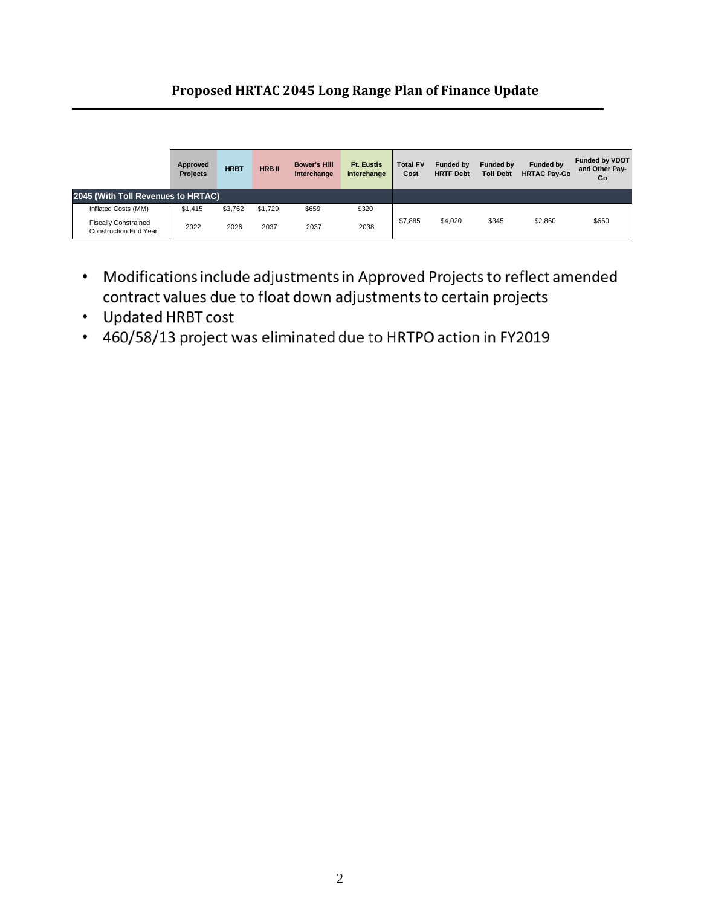## Proposed HRTAC 2045 Long Range Plan of Finance Update

| | Approved Projects | HRBT | HRB II | Bower's Hill Interchange | Ft. Eustis Interchange | Total FV Cost | Funded by HRTF Debt | Funded by Toll Debt | Funded by HRTAC Pay-Go | Funded by VDOT and Other Pay-Go |
|---|---|---|---|---|---|---|---|---|---|---|
| **2045 (With Toll Revenues to HRTAC)** | | | | | | | | | | |
| Inflated Costs (MM) | $1,415 | $3,762 | $1,729 | $659 | $320 | $7,885 | $4,020 | $345 | $2,860 | $660 |
| Fiscally Constrained Construction End Year | 2022 | 2026 | 2037 | 2037 | 2038 | | | | | |

- Modifications include adjustments in Approved Projects to reflect amended contract values due to float down adjustments to certain projects
- Updated HRBT cost
- 460/58/13 project was eliminated due to HRTPO action in FY2019